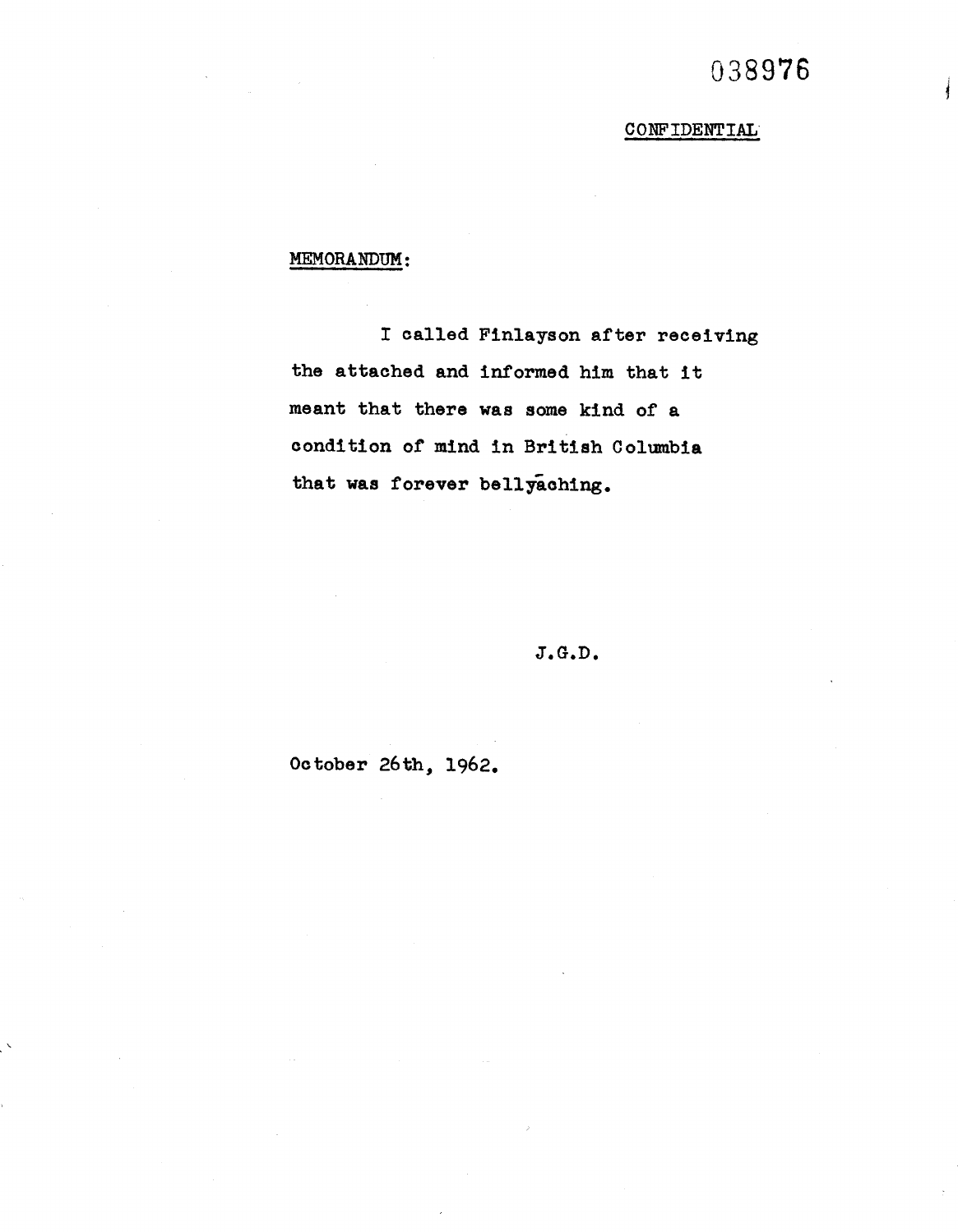038976

CONFIDENTIAL

MEMORANDUM:

I called Finlayson after receiving the attached and informed him that it meant that there was some kind of a condition of mind in British Columbia that was forever bellyaching.

J.G.D.

October 26th, 1962.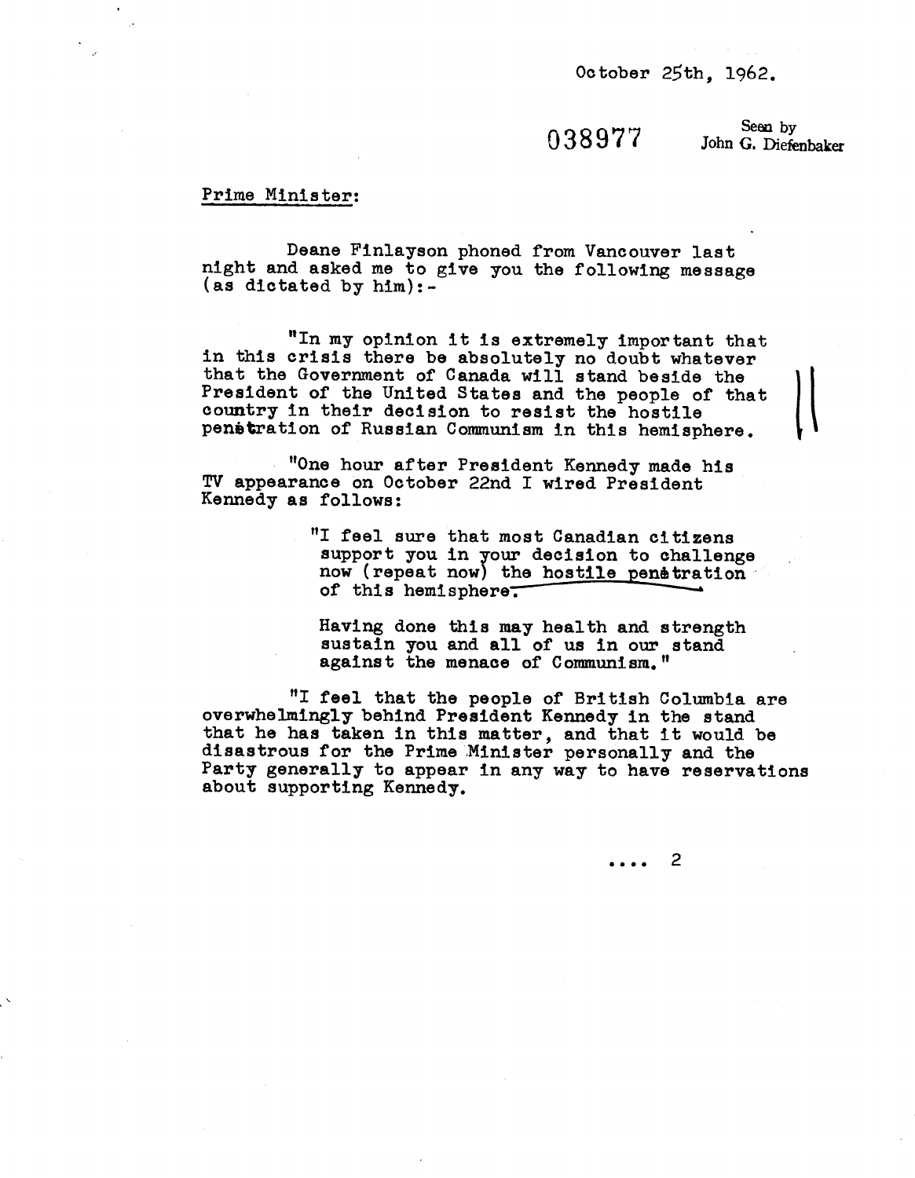October 25th, 1962.

038977 Seen by John G. Diefenbaker

Prime Minister:

Deane Finlayson phoned from Vancouver last night and asked me to give you the following message (as dictated by him):-

"In my opinion it is extremely important that in this crisis there be absolutely no doubt whatever that the Government of Canada will stand beside the President of the United States and the people of that country in their decision to resist the hostile penetration of Russian Communism in this hemisphere.

"One hour after President Kennedy made his TV appearance on October 22nd I wired President Kennedy as follows:

> "I feel sure that most Canadian citizens support you in your decision to challenge now (repeat now) the hostile penetration of this hemisphere.
>
> Having done this may health and strength sustain you and all of us in our stand against the menace of Communism."

"I feel that the people of British Columbia are overwhelmingly behind President Kennedy in the stand that he has taken in this matter, and that it would be disastrous for the Prime Minister personally and the Party generally to appear in any way to have reservations about supporting Kennedy.

.... 2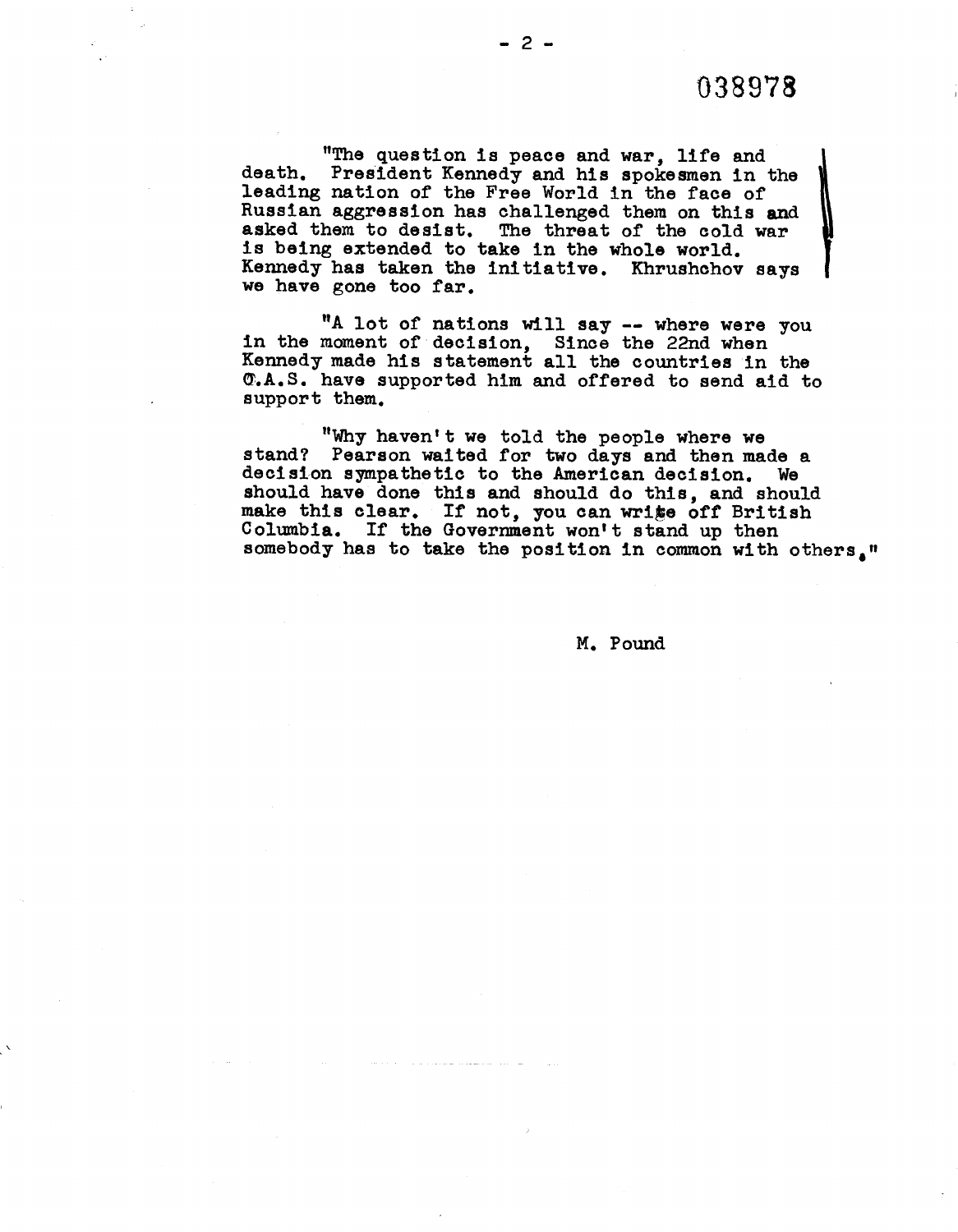038978

"The question is peace and war, life and death. President Kennedy and his spokesmen in the leading nation of the Free World in the face of Russian aggression has challenged them on this and asked them to desist. The threat of the cold war is being extended to take in the whole world. Kennedy has taken the initiative. Khrushchov says we have gone too far.

"A lot of nations will say -- where were you in the moment of decision, Since the 22nd when Kennedy made his statement all the countries in the O.A.S. have supported him and offered to send aid to support them.

"Why haven't we told the people where we stand? Pearson waited for two days and then made a decision sympathetic to the American decision. We should have done this and should do this, and should make this clear. If not, you can write off British Columbia. If the Government won't stand up then somebody has to take the position in common with others."

M. Pound